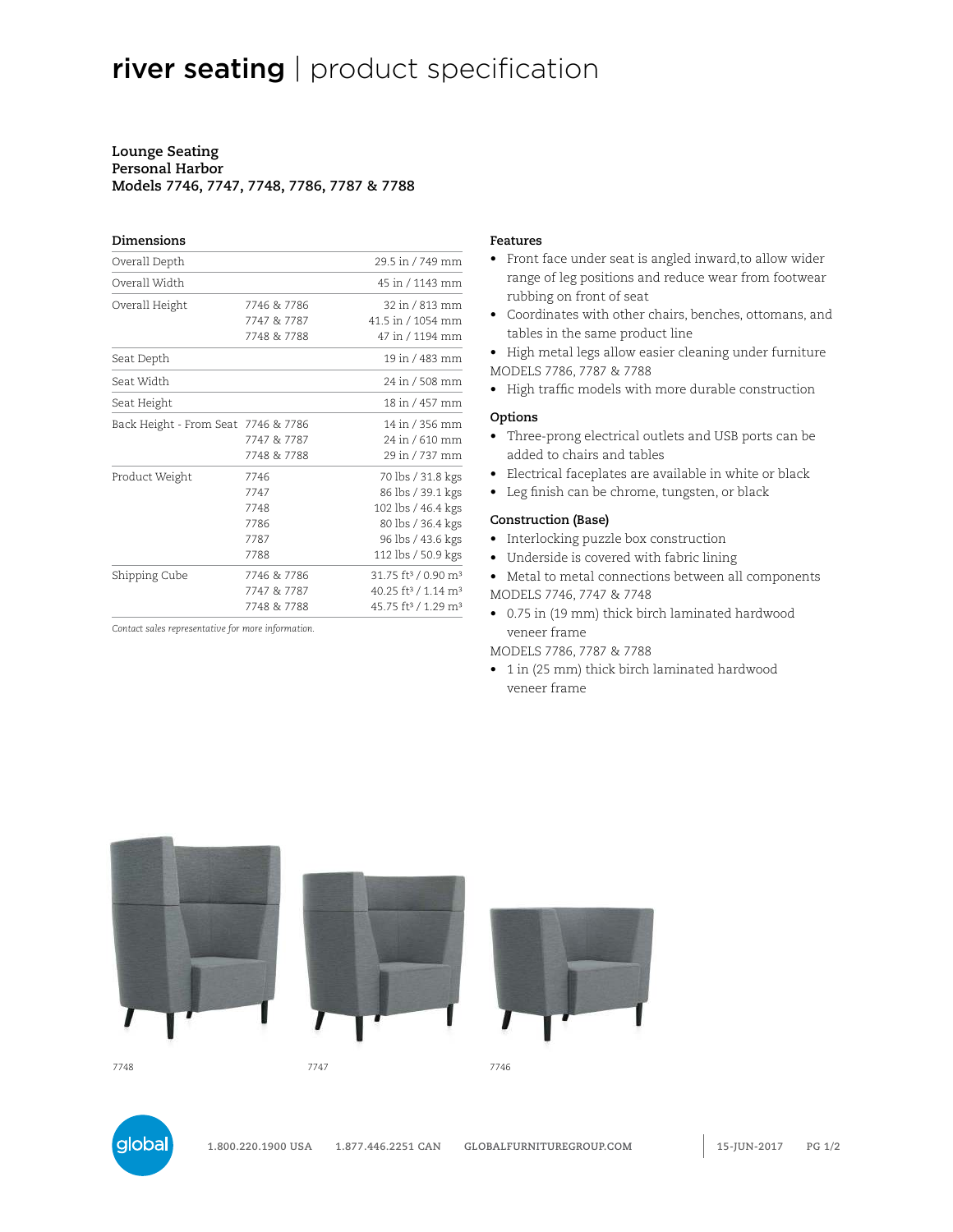# river seating | product specification

**Lounge Seating**
**Personal Harbor**
**Models 7746, 7747, 7748, 7786, 7787 & 7788**

## Dimensions

| | | |
|---|---|---|
| Overall Depth | | 29.5 in / 749 mm |
| Overall Width | | 45 in / 1143 mm |
| Overall Height | 7746 & 7786 | 32 in / 813 mm |
| | 7747 & 7787 | 41.5 in / 1054 mm |
| | 7748 & 7788 | 47 in / 1194 mm |
| Seat Depth | | 19 in / 483 mm |
| Seat Width | | 24 in / 508 mm |
| Seat Height | | 18 in / 457 mm |
| Back Height - From Seat | 7746 & 7786 | 14 in / 356 mm |
| | 7747 & 7787 | 24 in / 610 mm |
| | 7748 & 7788 | 29 in / 737 mm |
| Product Weight | 7746 | 70 lbs / 31.8 kgs |
| | 7747 | 86 lbs / 39.1 kgs |
| | 7748 | 102 lbs / 46.4 kgs |
| | 7786 | 80 lbs / 36.4 kgs |
| | 7787 | 96 lbs / 43.6 kgs |
| | 7788 | 112 lbs / 50.9 kgs |
| Shipping Cube | 7746 & 7786 | 31.75 ft³ / 0.90 m³ |
| | 7747 & 7787 | 40.25 ft³ / 1.14 m³ |
| | 7748 & 7788 | 45.75 ft³ / 1.29 m³ |

*Contact sales representative for more information.*

## Features

- Front face under seat is angled inward,to allow wider range of leg positions and reduce wear from footwear rubbing on front of seat
- Coordinates with other chairs, benches, ottomans, and tables in the same product line
- High metal legs allow easier cleaning under furniture

MODELS 7786, 7787 & 7788

- High traffic models with more durable construction

## Options

- Three-prong electrical outlets and USB ports can be added to chairs and tables
- Electrical faceplates are available in white or black
- Leg finish can be chrome, tungsten, or black

## Construction (Base)

- Interlocking puzzle box construction
- Underside is covered with fabric lining
- Metal to metal connections between all components

MODELS 7746, 7747 & 7748

- 0.75 in (19 mm) thick birch laminated hardwood veneer frame

MODELS 7786, 7787 & 7788

- 1 in (25 mm) thick birch laminated hardwood veneer frame

7748

7747

7746

1.800.220.1900 USA 1.877.446.2251 CAN GLOBALFURNITUREGROUP.COM

15-JUN-2017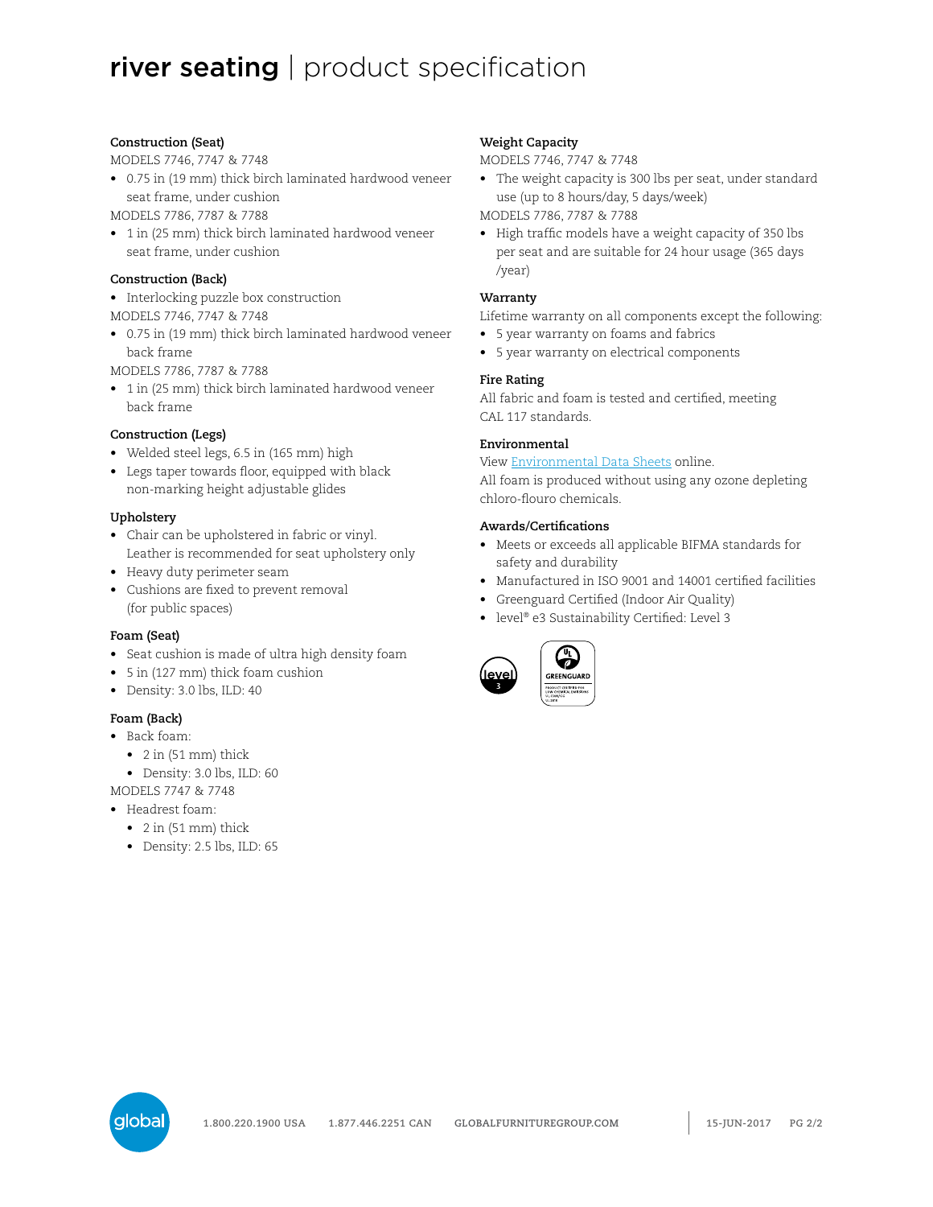# river seating | product specification

### Construction (Seat)

MODELS 7746, 7747 & 7748

- 0.75 in (19 mm) thick birch laminated hardwood veneer seat frame, under cushion

MODELS 7786, 7787 & 7788

- 1 in (25 mm) thick birch laminated hardwood veneer seat frame, under cushion

### Construction (Back)

- Interlocking puzzle box construction

MODELS 7746, 7747 & 7748

- 0.75 in (19 mm) thick birch laminated hardwood veneer back frame

MODELS 7786, 7787 & 7788

- 1 in (25 mm) thick birch laminated hardwood veneer back frame

### Construction (Legs)

- Welded steel legs, 6.5 in (165 mm) high
- Legs taper towards floor, equipped with black non-marking height adjustable glides

### Upholstery

- Chair can be upholstered in fabric or vinyl. Leather is recommended for seat upholstery only
- Heavy duty perimeter seam
- Cushions are fixed to prevent removal (for public spaces)

### Foam (Seat)

- Seat cushion is made of ultra high density foam
- 5 in (127 mm) thick foam cushion
- Density: 3.0 lbs, ILD: 40

### Foam (Back)

- Back foam:
  - 2 in (51 mm) thick
  - Density: 3.0 lbs, ILD: 60

MODELS 7747 & 7748

- Headrest foam:
  - 2 in (51 mm) thick
  - Density: 2.5 lbs, ILD: 65

### Weight Capacity

MODELS 7746, 7747 & 7748

- The weight capacity is 300 lbs per seat, under standard use (up to 8 hours/day, 5 days/week)

MODELS 7786, 7787 & 7788

- High traffic models have a weight capacity of 350 lbs per seat and are suitable for 24 hour usage (365 days /year)

### Warranty

Lifetime warranty on all components except the following:

- 5 year warranty on foams and fabrics
- 5 year warranty on electrical components

### Fire Rating

All fabric and foam is tested and certified, meeting CAL 117 standards.

### Environmental

View Environmental Data Sheets online.

All foam is produced without using any ozone depleting chloro-flouro chemicals.

### Awards/Certifications

- Meets or exceeds all applicable BIFMA standards for safety and durability
- Manufactured in ISO 9001 and 14001 certified facilities
- Greenguard Certified (Indoor Air Quality)
- level® e3 Sustainability Certified: Level 3

global

1.800.220.1900 USA 1.877.446.2251 CAN GLOBALFURNITUREGROUP.COM 15-JUN-2017